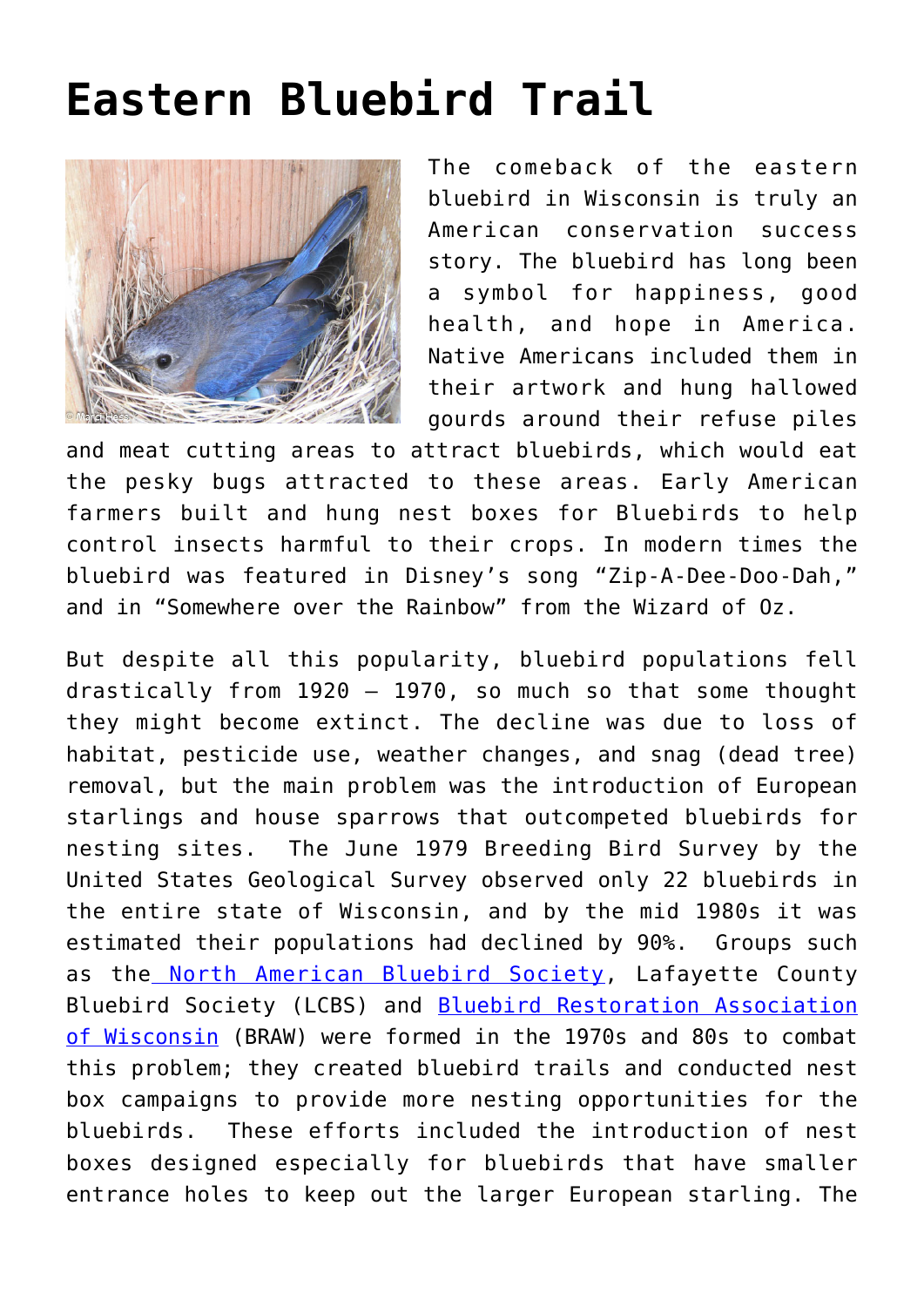# Eastern Bluebird Trail

The comeback of the eastern bluebird in Wisconsin is truly an American conservation success story. The bluebird has long been a symbol for happiness, good health, and hope in America. Native Americans included them in their artwork and hung hallowed gourds around their refuse piles and meat cutting areas to attract bluebirds, which would eat the pesky bugs attracted to these areas. Early American farmers built and hung nest boxes for Bluebirds to help control insects harmful to their crops. In modern times the bluebird was featured in Disney's song "Zip-A-Dee-Doo-Dah," and in "Somewhere over the Rainbow" from the Wizard of Oz.

But despite all this popularity, bluebird populations fell drastically from 1920 – 1970, so much so that some thought they might become extinct. The decline was due to loss of habitat, pesticide use, weather changes, and snag (dead tree) removal, but the main problem was the introduction of European starlings and house sparrows that outcompeted bluebirds for nesting sites. The June 1979 Breeding Bird Survey by the United States Geological Survey observed only 22 bluebirds in the entire state of Wisconsin, and by the mid 1980s it was estimated their populations had declined by 90%. Groups such as the [North American Bluebird Society](), Lafayette County Bluebird Society (LCBS) and [Bluebird Restoration Association of Wisconsin]() (BRAW) were formed in the 1970s and 80s to combat this problem; they created bluebird trails and conducted nest box campaigns to provide more nesting opportunities for the bluebirds. These efforts included the introduction of nest boxes designed especially for bluebirds that have smaller entrance holes to keep out the larger European starling. The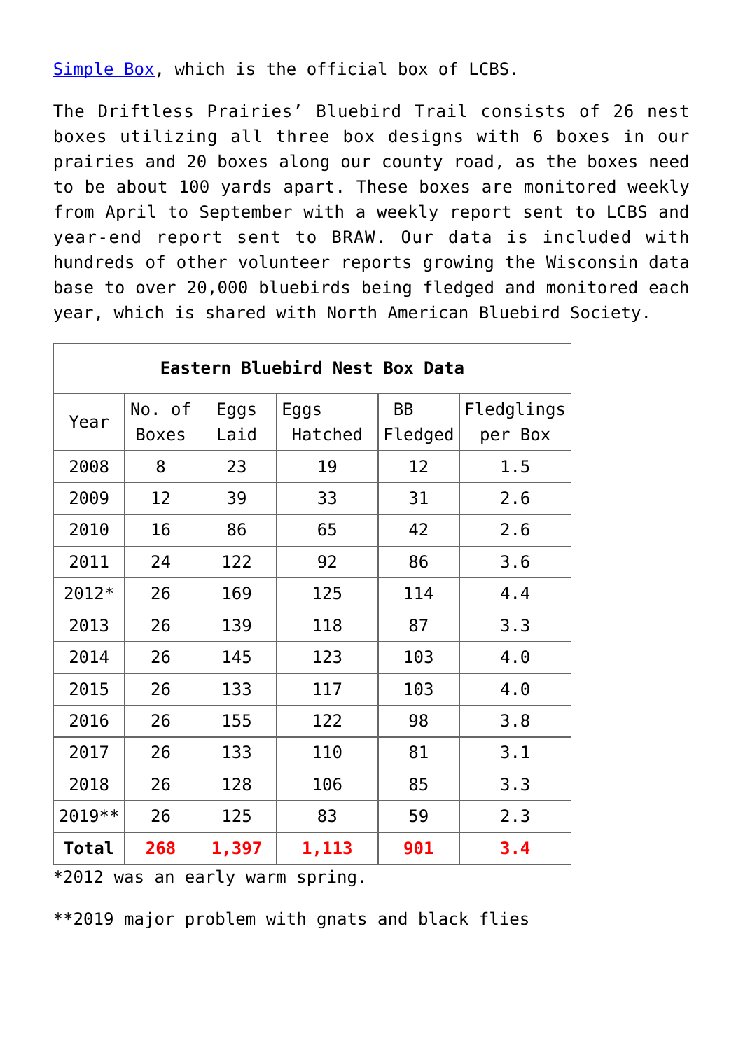Simple Box, which is the official box of LCBS.

The Driftless Prairies' Bluebird Trail consists of 26 nest boxes utilizing all three box designs with 6 boxes in our prairies and 20 boxes along our county road, as the boxes need to be about 100 yards apart. These boxes are monitored weekly from April to September with a weekly report sent to LCBS and year-end report sent to BRAW. Our data is included with hundreds of other volunteer reports growing the Wisconsin data base to over 20,000 bluebirds being fledged and monitored each year, which is shared with North American Bluebird Society.

**Eastern Bluebird Nest Box Data**

| Year | No. of Boxes | Eggs Laid | Eggs Hatched | BB Fledged | Fledglings per Box |
|---|---|---|---|---|---|
| 2008 | 8 | 23 | 19 | 12 | 1.5 |
| 2009 | 12 | 39 | 33 | 31 | 2.6 |
| 2010 | 16 | 86 | 65 | 42 | 2.6 |
| 2011 | 24 | 122 | 92 | 86 | 3.6 |
| 2012* | 26 | 169 | 125 | 114 | 4.4 |
| 2013 | 26 | 139 | 118 | 87 | 3.3 |
| 2014 | 26 | 145 | 123 | 103 | 4.0 |
| 2015 | 26 | 133 | 117 | 103 | 4.0 |
| 2016 | 26 | 155 | 122 | 98 | 3.8 |
| 2017 | 26 | 133 | 110 | 81 | 3.1 |
| 2018 | 26 | 128 | 106 | 85 | 3.3 |
| 2019** | 26 | 125 | 83 | 59 | 2.3 |
| **Total** | **268** | **1,397** | **1,113** | **901** | **3.4** |

*2012 was an early warm spring.

**2019 major problem with gnats and black flies